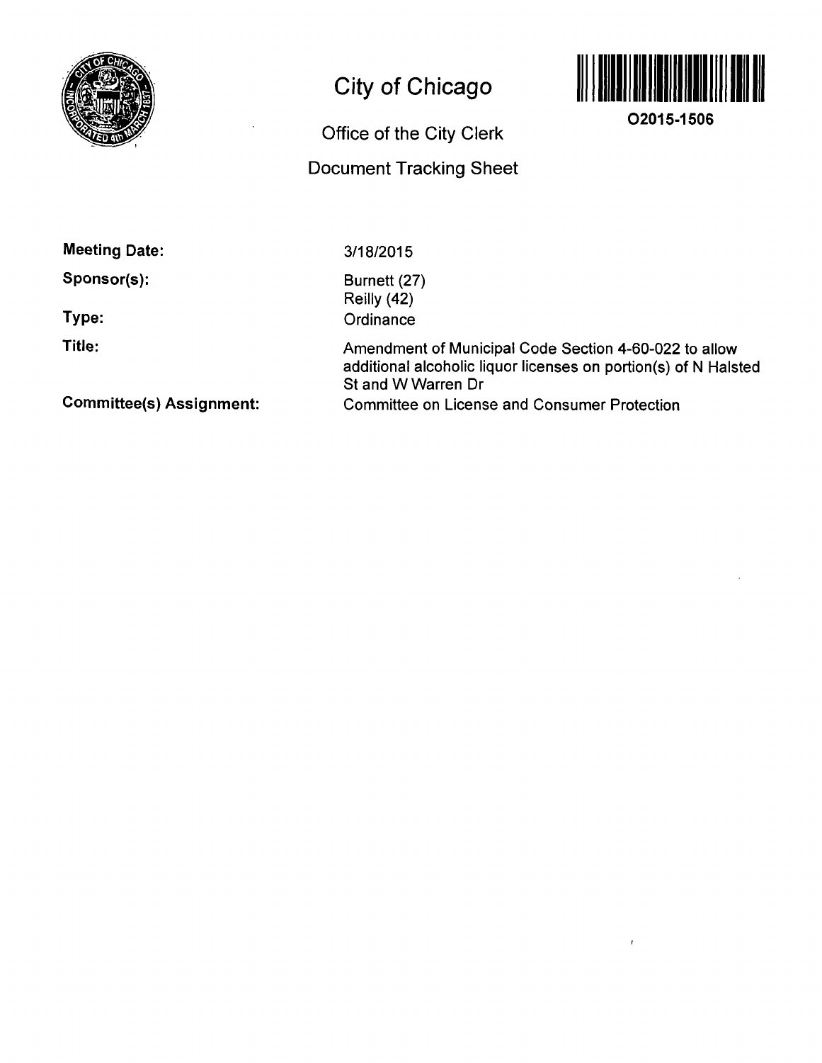# City of Chicago

## Office of the City Clerk

## Document Tracking Sheet

**O2015-1506**

**Meeting Date:** 3/18/2015

**Sponsor(s):** Burnett (27)
Reilly (42)

**Type:** Ordinance

**Title:** Amendment of Municipal Code Section 4-60-022 to allow additional alcoholic liquor licenses on portion(s) of N Halsted St and W Warren Dr

**Committee(s) Assignment:** Committee on License and Consumer Protection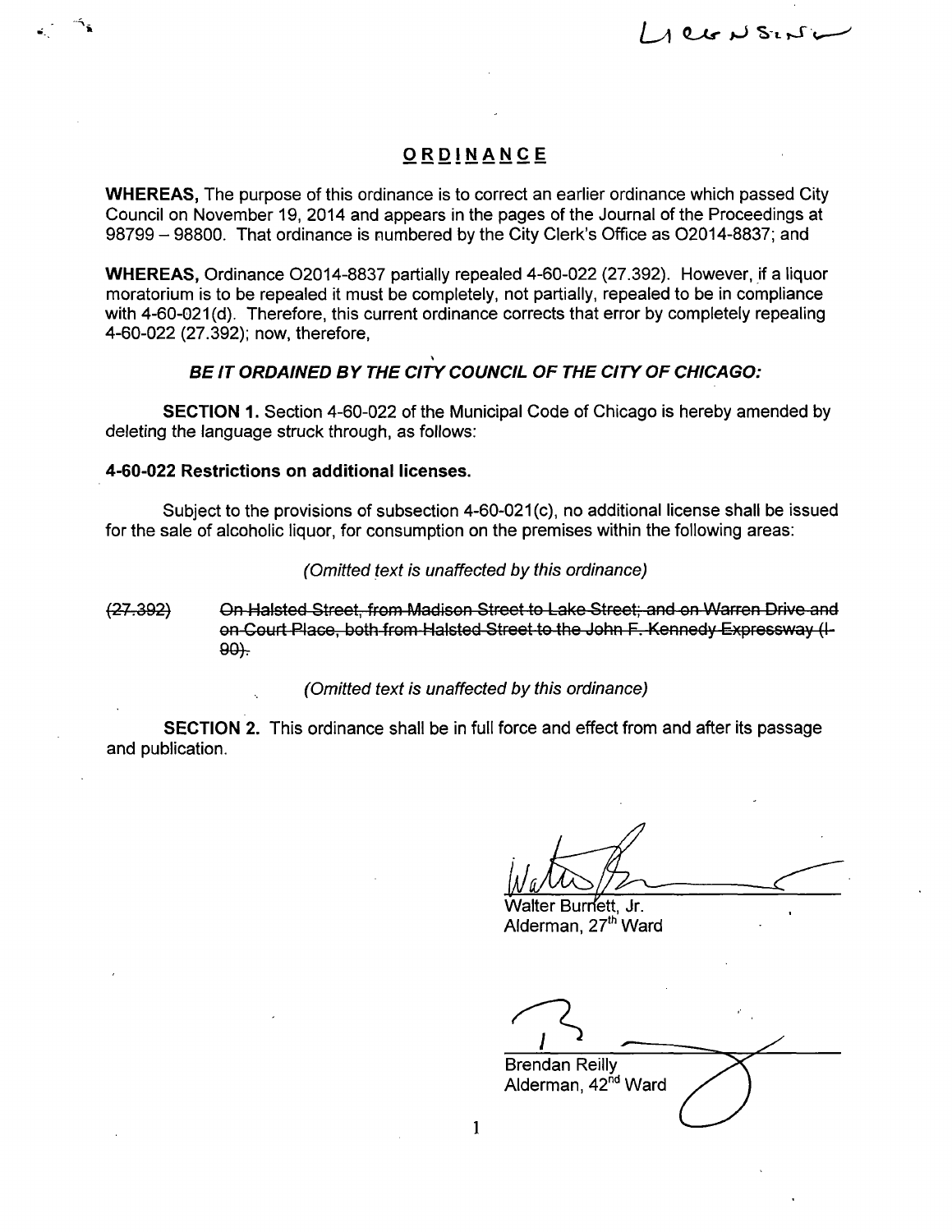# ORDINANCE

**WHEREAS,** The purpose of this ordinance is to correct an earlier ordinance which passed City Council on November 19, 2014 and appears in the pages of the Journal of the Proceedings at 98799 – 98800. That ordinance is numbered by the City Clerk's Office as O2014-8837; and

**WHEREAS,** Ordinance O2014-8837 partially repealed 4-60-022 (27.392). However, if a liquor moratorium is to be repealed it must be completely, not partially, repealed to be in compliance with 4-60-021(d). Therefore, this current ordinance corrects that error by completely repealing 4-60-022 (27.392); now, therefore,

***BE IT ORDAINED BY THE CITY COUNCIL OF THE CITY OF CHICAGO:***

**SECTION 1.** Section 4-60-022 of the Municipal Code of Chicago is hereby amended by deleting the language struck through, as follows:

**4-60-022 Restrictions on additional licenses.**

Subject to the provisions of subsection 4-60-021(c), no additional license shall be issued for the sale of alcoholic liquor, for consumption on the premises within the following areas:

*(Omitted text is unaffected by this ordinance)*

~~(27.392) On Halsted Street, from Madison Street to Lake Street; and on Warren Drive and on Court Place, both from Halsted Street to the John F. Kennedy Expressway (I-90).~~

*(Omitted text is unaffected by this ordinance)*

**SECTION 2.** This ordinance shall be in full force and effect from and after its passage and publication.

Walter Burnett, Jr.
Alderman, 27th Ward

Brendan Reilly
Alderman, 42nd Ward